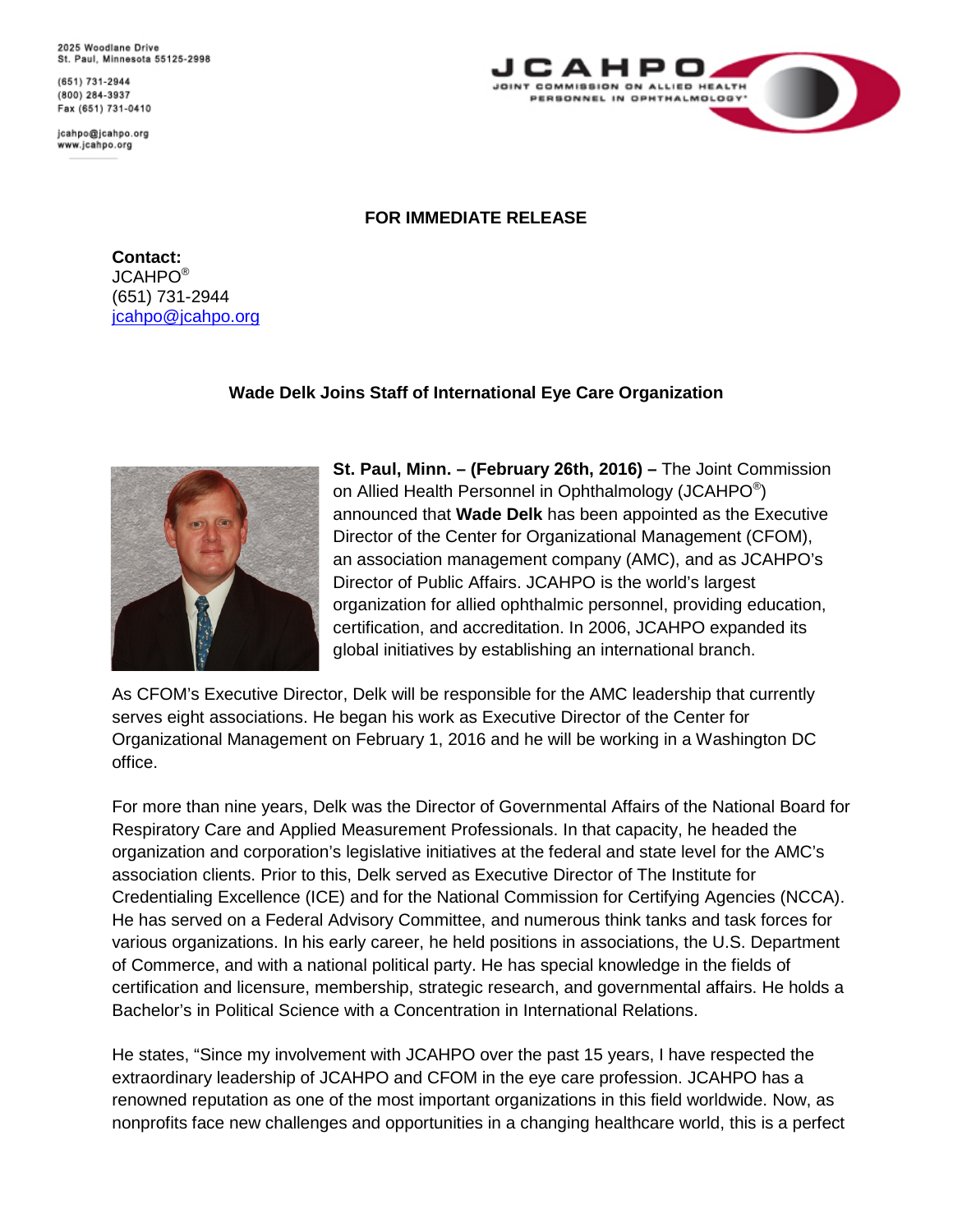2025 Woodlane Drive
St. Paul, Minnesota 55125-2998

(651) 731-2944
(800) 284-3937
Fax (651) 731-0410

jcahpo@jcahpo.org
www.jcahpo.org

JCAHPO
JOINT COMMISSION ON ALLIED HEALTH PERSONNEL IN OPHTHALMOLOGY®

**FOR IMMEDIATE RELEASE**

**Contact:**
JCAHPO®
(651) 731-2944
jcahpo@jcahpo.org

**Wade Delk Joins Staff of International Eye Care Organization**

**St. Paul, Minn. – (February 26th, 2016) –** The Joint Commission on Allied Health Personnel in Ophthalmology (JCAHPO®) announced that **Wade Delk** has been appointed as the Executive Director of the Center for Organizational Management (CFOM), an association management company (AMC), and as JCAHPO's Director of Public Affairs. JCAHPO is the world's largest organization for allied ophthalmic personnel, providing education, certification, and accreditation. In 2006, JCAHPO expanded its global initiatives by establishing an international branch.

As CFOM's Executive Director, Delk will be responsible for the AMC leadership that currently serves eight associations. He began his work as Executive Director of the Center for Organizational Management on February 1, 2016 and he will be working in a Washington DC office.

For more than nine years, Delk was the Director of Governmental Affairs of the National Board for Respiratory Care and Applied Measurement Professionals. In that capacity, he headed the organization and corporation's legislative initiatives at the federal and state level for the AMC's association clients. Prior to this, Delk served as Executive Director of The Institute for Credentialing Excellence (ICE) and for the National Commission for Certifying Agencies (NCCA). He has served on a Federal Advisory Committee, and numerous think tanks and task forces for various organizations. In his early career, he held positions in associations, the U.S. Department of Commerce, and with a national political party. He has special knowledge in the fields of certification and licensure, membership, strategic research, and governmental affairs. He holds a Bachelor's in Political Science with a Concentration in International Relations.

He states, "Since my involvement with JCAHPO over the past 15 years, I have respected the extraordinary leadership of JCAHPO and CFOM in the eye care profession. JCAHPO has a renowned reputation as one of the most important organizations in this field worldwide. Now, as nonprofits face new challenges and opportunities in a changing healthcare world, this is a perfect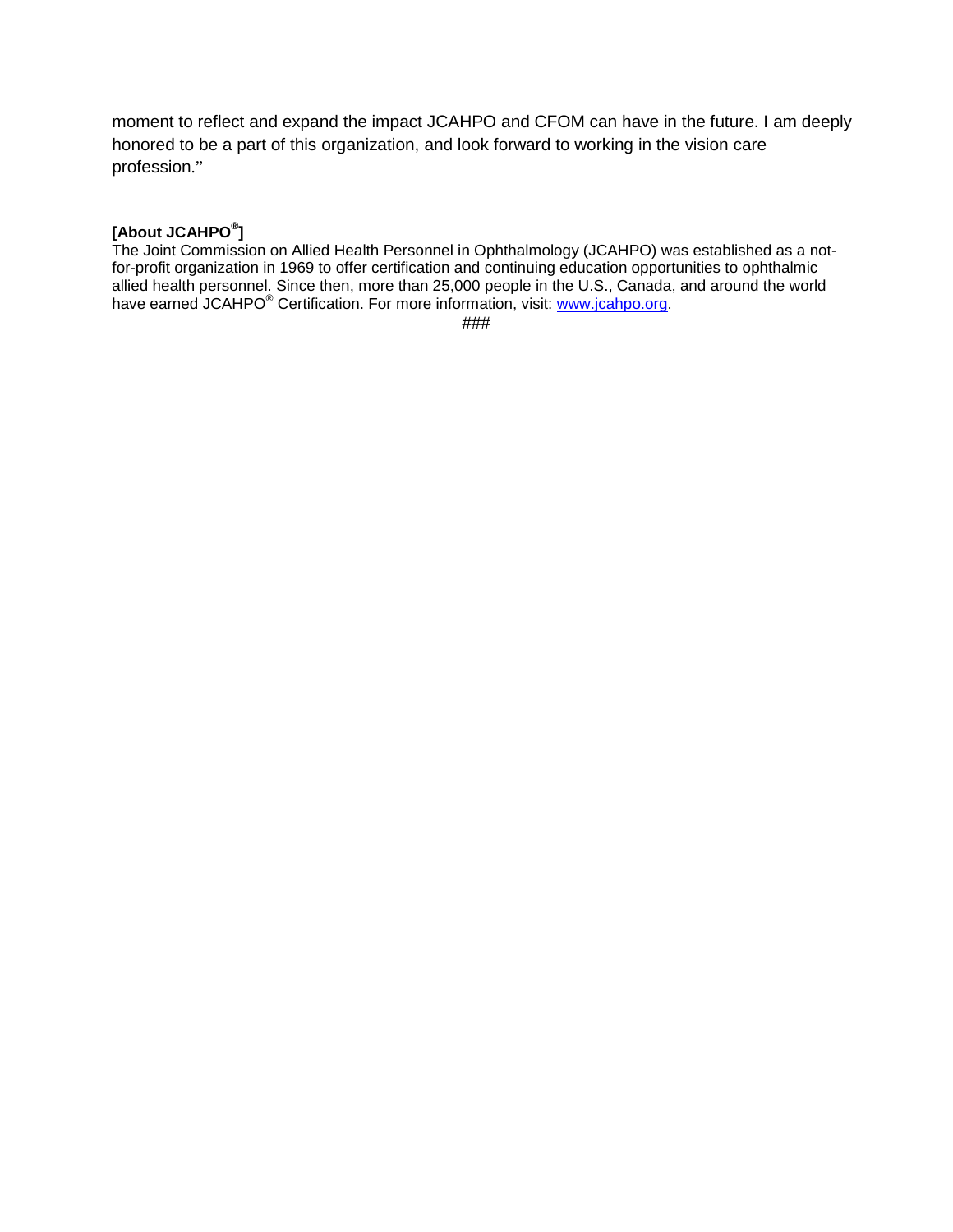moment to reflect and expand the impact JCAHPO and CFOM can have in the future. I am deeply honored to be a part of this organization, and look forward to working in the vision care profession."

**[About JCAHPO®]**

The Joint Commission on Allied Health Personnel in Ophthalmology (JCAHPO) was established as a not-for-profit organization in 1969 to offer certification and continuing education opportunities to ophthalmic allied health personnel. Since then, more than 25,000 people in the U.S., Canada, and around the world have earned JCAHPO® Certification. For more information, visit: [www.jcahpo.org](http://www.jcahpo.org).

###